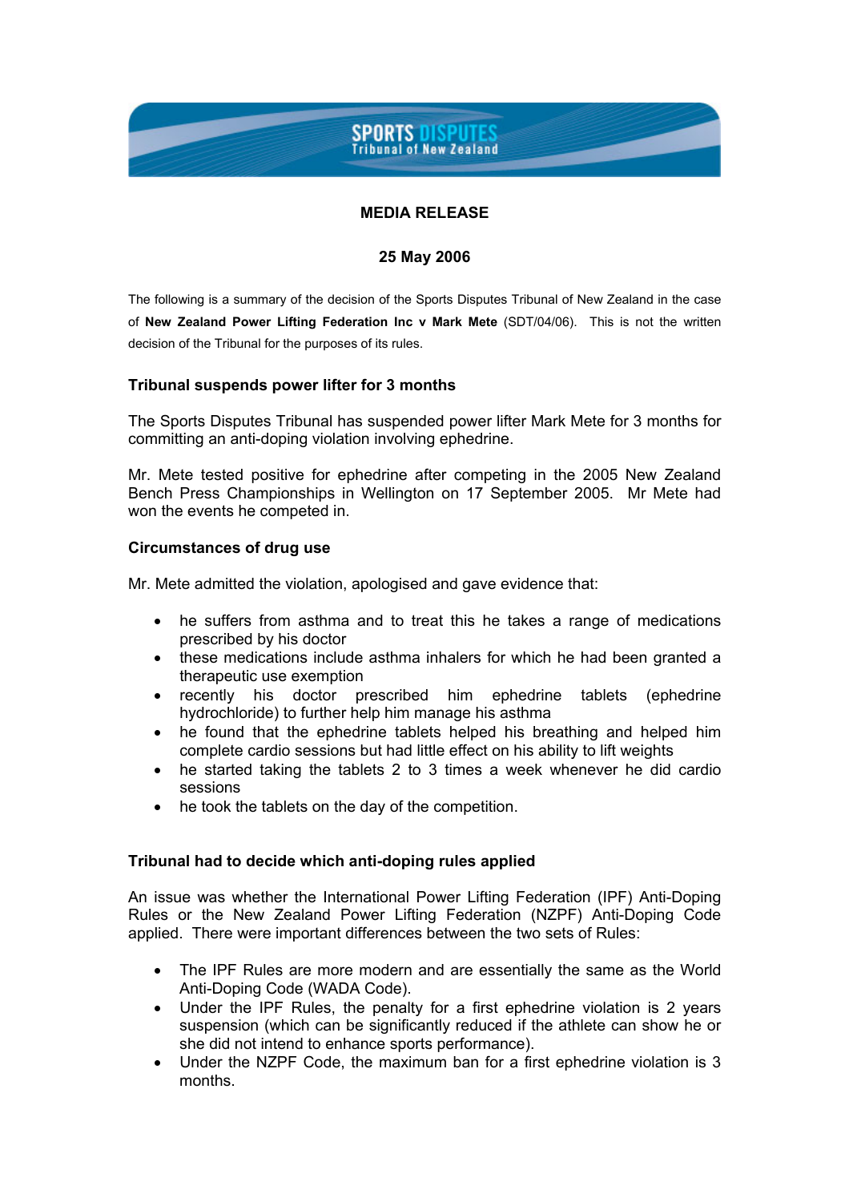SPORTS DISPUTES
Tribunal of New Zealand

## MEDIA RELEASE

**25 May 2006**

The following is a summary of the decision of the Sports Disputes Tribunal of New Zealand in the case of **New Zealand Power Lifting Federation Inc v Mark Mete** (SDT/04/06). This is not the written decision of the Tribunal for the purposes of its rules.

### Tribunal suspends power lifter for 3 months

The Sports Disputes Tribunal has suspended power lifter Mark Mete for 3 months for committing an anti-doping violation involving ephedrine.

Mr. Mete tested positive for ephedrine after competing in the 2005 New Zealand Bench Press Championships in Wellington on 17 September 2005. Mr Mete had won the events he competed in.

### Circumstances of drug use

Mr. Mete admitted the violation, apologised and gave evidence that:

- he suffers from asthma and to treat this he takes a range of medications prescribed by his doctor
- these medications include asthma inhalers for which he had been granted a therapeutic use exemption
- recently his doctor prescribed him ephedrine tablets (ephedrine hydrochloride) to further help him manage his asthma
- he found that the ephedrine tablets helped his breathing and helped him complete cardio sessions but had little effect on his ability to lift weights
- he started taking the tablets 2 to 3 times a week whenever he did cardio sessions
- he took the tablets on the day of the competition.

### Tribunal had to decide which anti-doping rules applied

An issue was whether the International Power Lifting Federation (IPF) Anti-Doping Rules or the New Zealand Power Lifting Federation (NZPF) Anti-Doping Code applied. There were important differences between the two sets of Rules:

- The IPF Rules are more modern and are essentially the same as the World Anti-Doping Code (WADA Code).
- Under the IPF Rules, the penalty for a first ephedrine violation is 2 years suspension (which can be significantly reduced if the athlete can show he or she did not intend to enhance sports performance).
- Under the NZPF Code, the maximum ban for a first ephedrine violation is 3 months.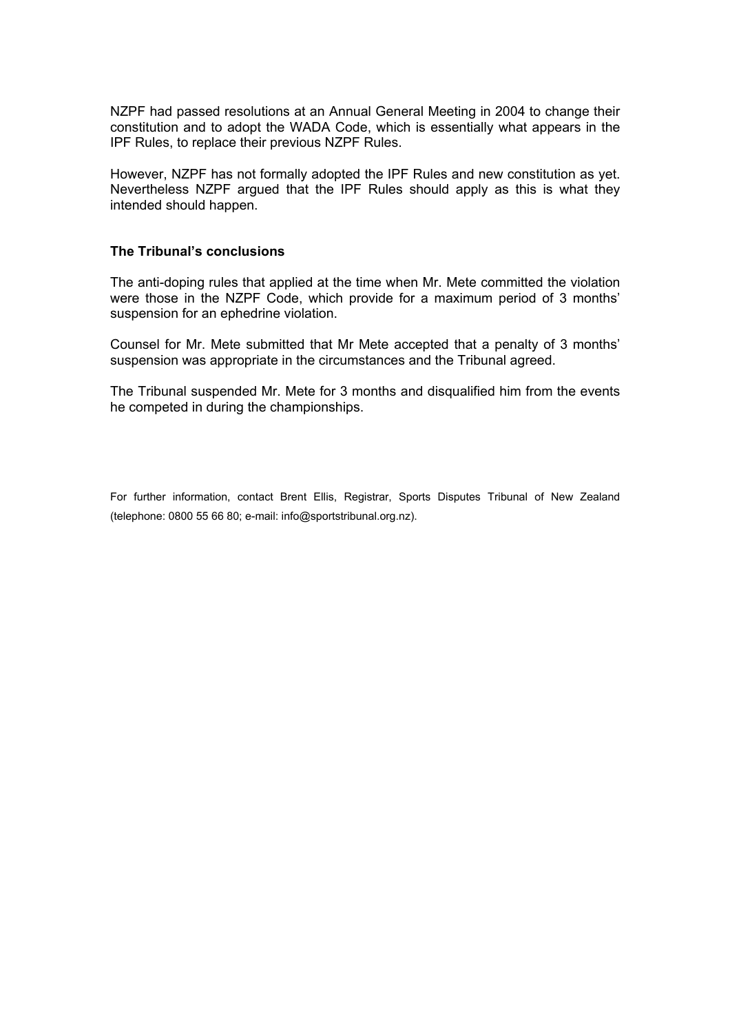NZPF had passed resolutions at an Annual General Meeting in 2004 to change their constitution and to adopt the WADA Code, which is essentially what appears in the IPF Rules, to replace their previous NZPF Rules.

However, NZPF has not formally adopted the IPF Rules and new constitution as yet. Nevertheless NZPF argued that the IPF Rules should apply as this is what they intended should happen.

**The Tribunal's conclusions**

The anti-doping rules that applied at the time when Mr. Mete committed the violation were those in the NZPF Code, which provide for a maximum period of 3 months' suspension for an ephedrine violation.

Counsel for Mr. Mete submitted that Mr Mete accepted that a penalty of 3 months' suspension was appropriate in the circumstances and the Tribunal agreed.

The Tribunal suspended Mr. Mete for 3 months and disqualified him from the events he competed in during the championships.

For further information, contact Brent Ellis, Registrar, Sports Disputes Tribunal of New Zealand (telephone: 0800 55 66 80; e-mail: info@sportstribunal.org.nz).